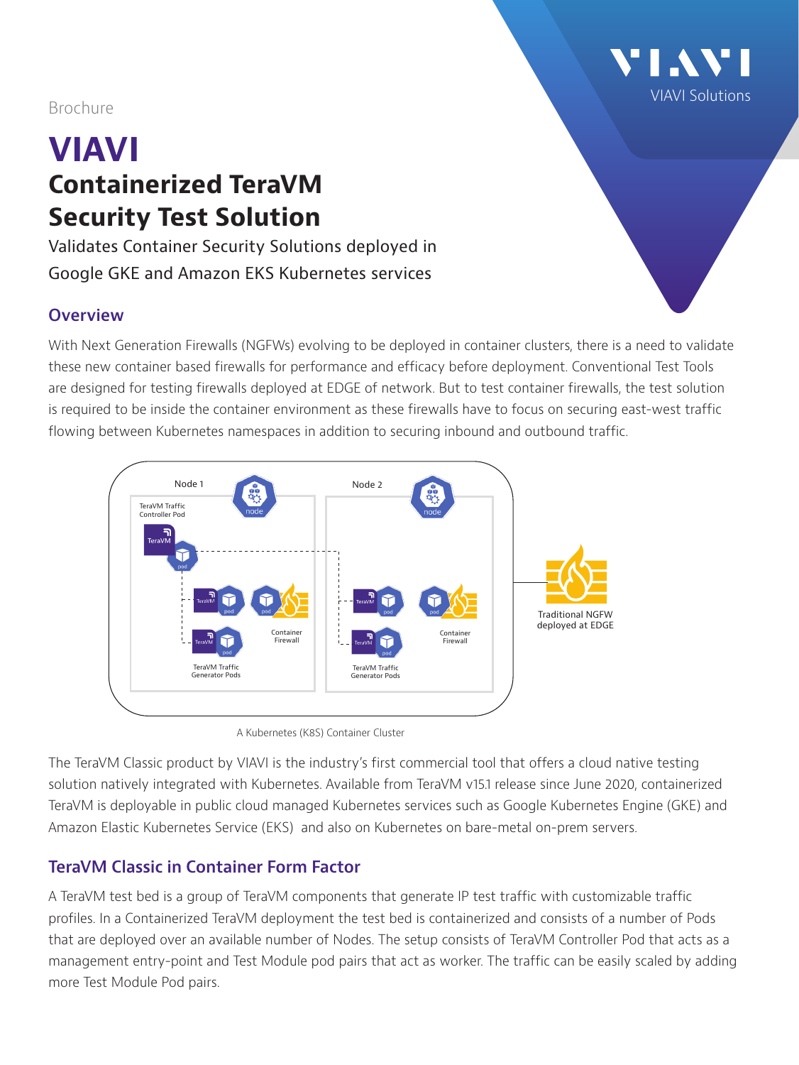Brochure

# VIAVI

## Containerized TeraVM Security Test Solution

Validates Container Security Solutions deployed in Google GKE and Amazon EKS Kubernetes services

### Overview

With Next Generation Firewalls (NGFWs) evolving to be deployed in container clusters, there is a need to validate these new container based firewalls for performance and efficacy before deployment. Conventional Test Tools are designed for testing firewalls deployed at EDGE of network. But to test container firewalls, the test solution is required to be inside the container environment as these firewalls have to focus on securing east-west traffic flowing between Kubernetes namespaces in addition to securing inbound and outbound traffic.

A Kubernetes (K8S) Container Cluster

The TeraVM Classic product by VIAVI is the industry's first commercial tool that offers a cloud native testing solution natively integrated with Kubernetes. Available from TeraVM v15.1 release since June 2020, containerized TeraVM is deployable in public cloud managed Kubernetes services such as Google Kubernetes Engine (GKE) and Amazon Elastic Kubernetes Service (EKS) and also on Kubernetes on bare-metal on-prem servers.

### TeraVM Classic in Container Form Factor

A TeraVM test bed is a group of TeraVM components that generate IP test traffic with customizable traffic profiles. In a Containerized TeraVM deployment the test bed is containerized and consists of a number of Pods that are deployed over an available number of Nodes. The setup consists of TeraVM Controller Pod that acts as a management entry-point and Test Module pod pairs that act as worker. The traffic can be easily scaled by adding more Test Module Pod pairs.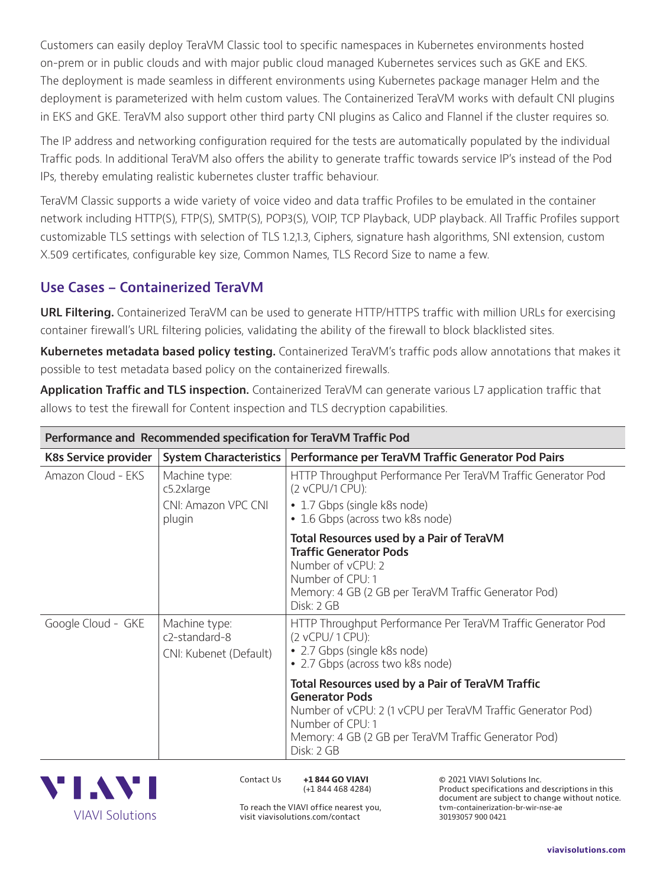Customers can easily deploy TeraVM Classic tool to specific namespaces in Kubernetes environments hosted on-prem or in public clouds and with major public cloud managed Kubernetes services such as GKE and EKS. The deployment is made seamless in different environments using Kubernetes package manager Helm and the deployment is parameterized with helm custom values. The Containerized TeraVM works with default CNI plugins in EKS and GKE. TeraVM also support other third party CNI plugins as Calico and Flannel if the cluster requires so.

The IP address and networking configuration required for the tests are automatically populated by the individual Traffic pods. In additional TeraVM also offers the ability to generate traffic towards service IP's instead of the Pod IPs, thereby emulating realistic kubernetes cluster traffic behaviour.

TeraVM Classic supports a wide variety of voice video and data traffic Profiles to be emulated in the container network including HTTP(S), FTP(S), SMTP(S), POP3(S), VOIP, TCP Playback, UDP playback. All Traffic Profiles support customizable TLS settings with selection of TLS 1.2,1.3, Ciphers, signature hash algorithms, SNI extension, custom X.509 certificates, configurable key size, Common Names, TLS Record Size to name a few.

## Use Cases – Containerized TeraVM

**URL Filtering.** Containerized TeraVM can be used to generate HTTP/HTTPS traffic with million URLs for exercising container firewall's URL filtering policies, validating the ability of the firewall to block blacklisted sites.

**Kubernetes metadata based policy testing.** Containerized TeraVM's traffic pods allow annotations that makes it possible to test metadata based policy on the containerized firewalls.

**Application Traffic and TLS inspection.** Containerized TeraVM can generate various L7 application traffic that allows to test the firewall for Content inspection and TLS decryption capabilities.

**Performance and Recommended specification for TeraVM Traffic Pod**

| K8s Service provider | System Characteristics | Performance per TeraVM Traffic Generator Pod Pairs |
|---|---|---|
| Amazon Cloud - EKS | Machine type: c5.2xlarge<br>CNI: Amazon VPC CNI plugin | HTTP Throughput Performance Per TeraVM Traffic Generator Pod (2 vCPU/1 CPU):<br>• 1.7 Gbps (single k8s node)<br>• 1.6 Gbps (across two k8s node)<br>**Total Resources used by a Pair of TeraVM Traffic Generator Pods**<br>Number of vCPU: 2<br>Number of CPU: 1<br>Memory: 4 GB (2 GB per TeraVM Traffic Generator Pod)<br>Disk: 2 GB |
| Google Cloud - GKE | Machine type: c2-standard-8<br>CNI: Kubenet (Default) | HTTP Throughput Performance Per TeraVM Traffic Generator Pod (2 vCPU/ 1 CPU):<br>• 2.7 Gbps (single k8s node)<br>• 2.7 Gbps (across two k8s node)<br>**Total Resources used by a Pair of TeraVM Traffic Generator Pods**<br>Number of vCPU: 2 (1 vCPU per TeraVM Traffic Generator Pod)<br>Number of CPU: 1<br>Memory: 4 GB (2 GB per TeraVM Traffic Generator Pod)<br>Disk: 2 GB |

VIAVI Solutions

Contact Us **+1 844 GO VIAVI** (+1 844 468 4284)

To reach the VIAVI office nearest you, visit viavisolutions.com/contact

© 2021 VIAVI Solutions Inc.
Product specifications and descriptions in this document are subject to change without notice.
tvm-containerization-br-wir-nse-ae
30193057 900 0421

viavisolutions.com